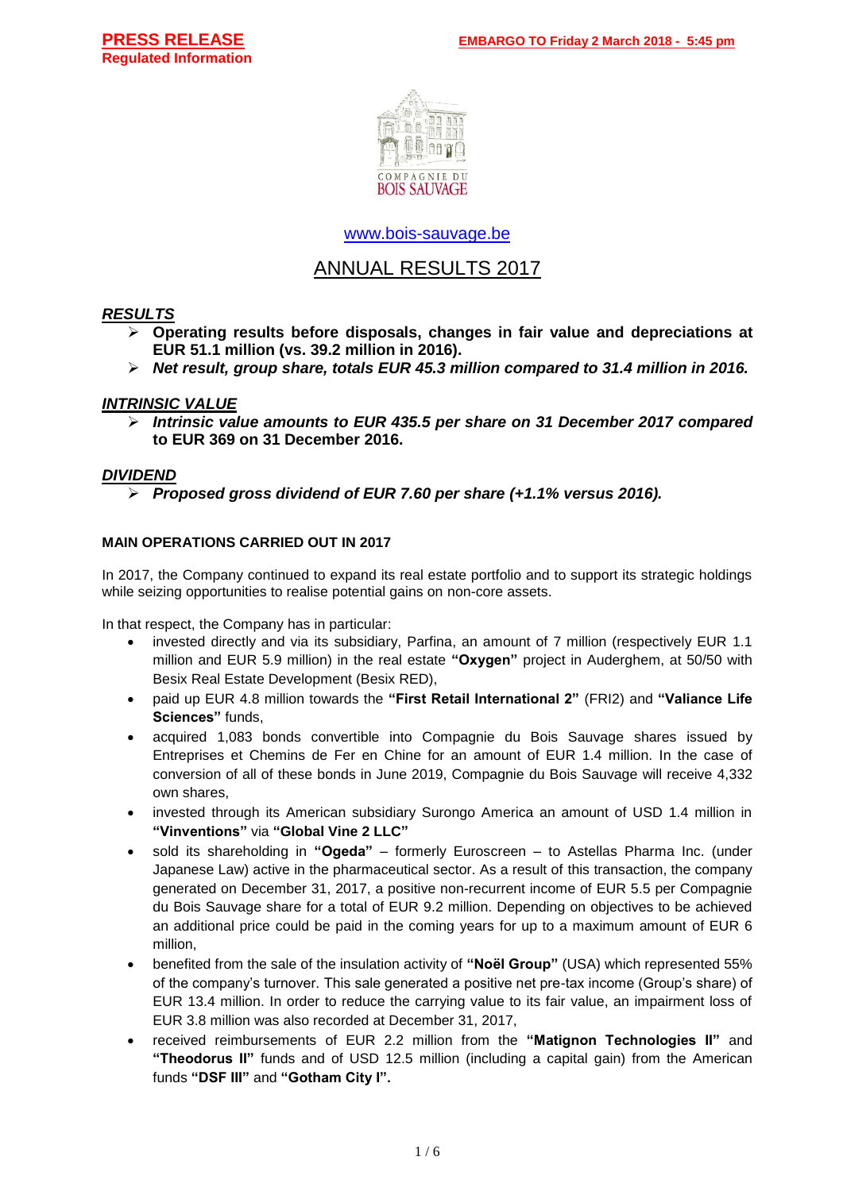**PRESS RELEASE**
**Regulated Information**

**EMBARGO TO Friday 2 March 2018 - 5:45 pm**

COMPAGNIE DU BOIS SAUVAGE

www.bois-sauvage.be

# ANNUAL RESULTS 2017

## *RESULTS*

- **Operating results before disposals, changes in fair value and depreciations at EUR 51.1 million (vs. 39.2 million in 2016).**
- ***Net result, group share, totals EUR 45.3 million compared to 31.4 million in 2016.***

## *INTRINSIC VALUE*

- ***Intrinsic value amounts to EUR 435.5 per share on 31 December 2017 compared* to EUR 369 on 31 December 2016.**

## *DIVIDEND*

- ***Proposed gross dividend of EUR 7.60 per share (+1.1% versus 2016).***

### MAIN OPERATIONS CARRIED OUT IN 2017

In 2017, the Company continued to expand its real estate portfolio and to support its strategic holdings while seizing opportunities to realise potential gains on non-core assets.

In that respect, the Company has in particular:

- invested directly and via its subsidiary, Parfina, an amount of 7 million (respectively EUR 1.1 million and EUR 5.9 million) in the real estate **"Oxygen"** project in Auderghem, at 50/50 with Besix Real Estate Development (Besix RED),
- paid up EUR 4.8 million towards the **"First Retail International 2"** (FRI2) and **"Valiance Life Sciences"** funds,
- acquired 1,083 bonds convertible into Compagnie du Bois Sauvage shares issued by Entreprises et Chemins de Fer en Chine for an amount of EUR 1.4 million. In the case of conversion of all of these bonds in June 2019, Compagnie du Bois Sauvage will receive 4,332 own shares,
- invested through its American subsidiary Surongo America an amount of USD 1.4 million in **"Vinventions"** via **"Global Vine 2 LLC"**
- sold its shareholding in **"Ogeda"** – formerly Euroscreen – to Astellas Pharma Inc. (under Japanese Law) active in the pharmaceutical sector. As a result of this transaction, the company generated on December 31, 2017, a positive non-recurrent income of EUR 5.5 per Compagnie du Bois Sauvage share for a total of EUR 9.2 million. Depending on objectives to be achieved an additional price could be paid in the coming years for up to a maximum amount of EUR 6 million,
- benefited from the sale of the insulation activity of **"Noël Group"** (USA) which represented 55% of the company's turnover. This sale generated a positive net pre-tax income (Group's share) of EUR 13.4 million. In order to reduce the carrying value to its fair value, an impairment loss of EUR 3.8 million was also recorded at December 31, 2017,
- received reimbursements of EUR 2.2 million from the **"Matignon Technologies II"** and **"Theodorus II"** funds and of USD 12.5 million (including a capital gain) from the American funds **"DSF III"** and **"Gotham City I".**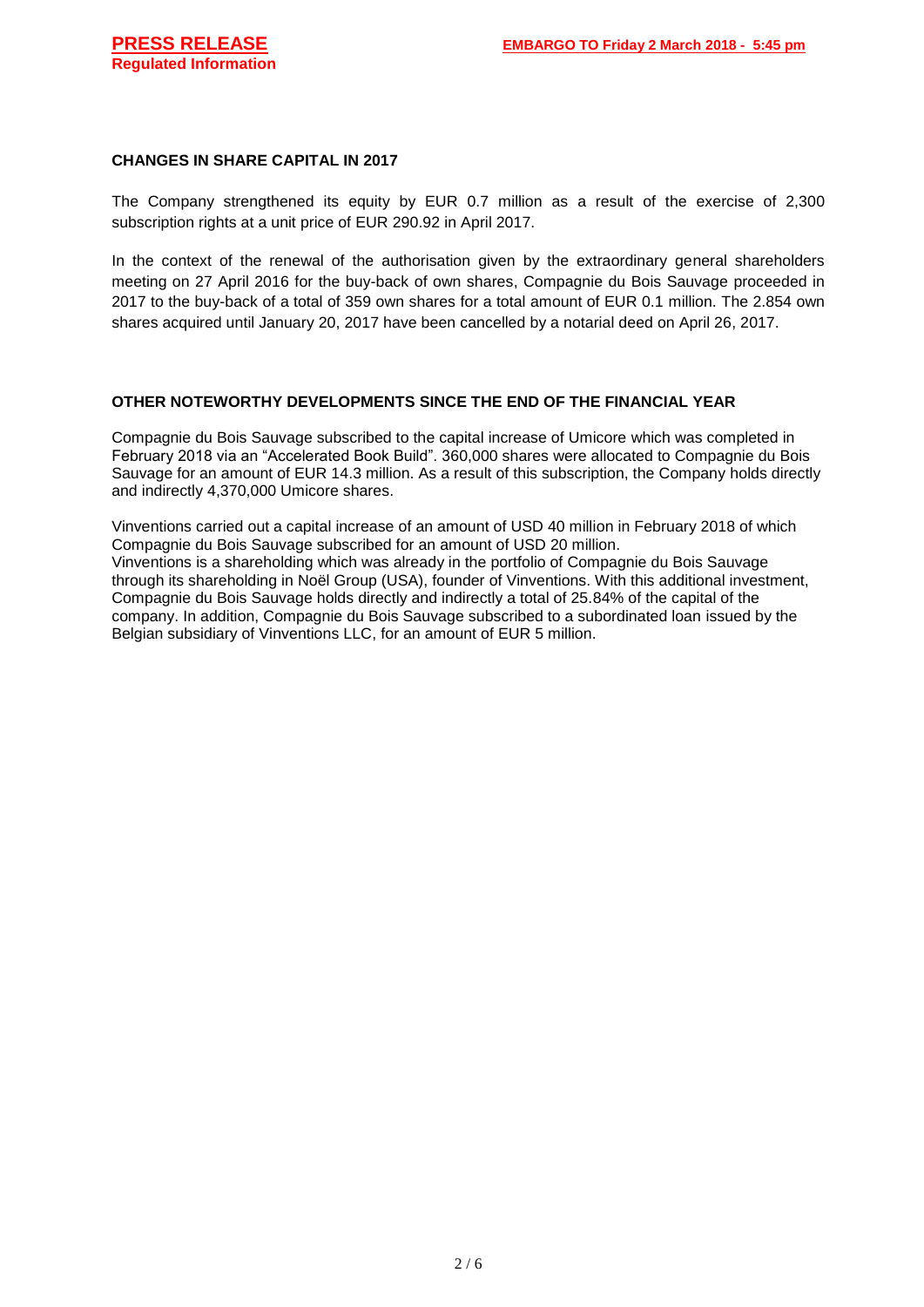## CHANGES IN SHARE CAPITAL IN 2017

The Company strengthened its equity by EUR 0.7 million as a result of the exercise of 2,300 subscription rights at a unit price of EUR 290.92 in April 2017.

In the context of the renewal of the authorisation given by the extraordinary general shareholders meeting on 27 April 2016 for the buy-back of own shares, Compagnie du Bois Sauvage proceeded in 2017 to the buy-back of a total of 359 own shares for a total amount of EUR 0.1 million. The 2.854 own shares acquired until January 20, 2017 have been cancelled by a notarial deed on April 26, 2017.

## OTHER NOTEWORTHY DEVELOPMENTS SINCE THE END OF THE FINANCIAL YEAR

Compagnie du Bois Sauvage subscribed to the capital increase of Umicore which was completed in February 2018 via an "Accelerated Book Build". 360,000 shares were allocated to Compagnie du Bois Sauvage for an amount of EUR 14.3 million. As a result of this subscription, the Company holds directly and indirectly 4,370,000 Umicore shares.

Vinventions carried out a capital increase of an amount of USD 40 million in February 2018 of which Compagnie du Bois Sauvage subscribed for an amount of USD 20 million.
Vinventions is a shareholding which was already in the portfolio of Compagnie du Bois Sauvage through its shareholding in Noël Group (USA), founder of Vinventions. With this additional investment, Compagnie du Bois Sauvage holds directly and indirectly a total of 25.84% of the capital of the company. In addition, Compagnie du Bois Sauvage subscribed to a subordinated loan issued by the Belgian subsidiary of Vinventions LLC, for an amount of EUR 5 million.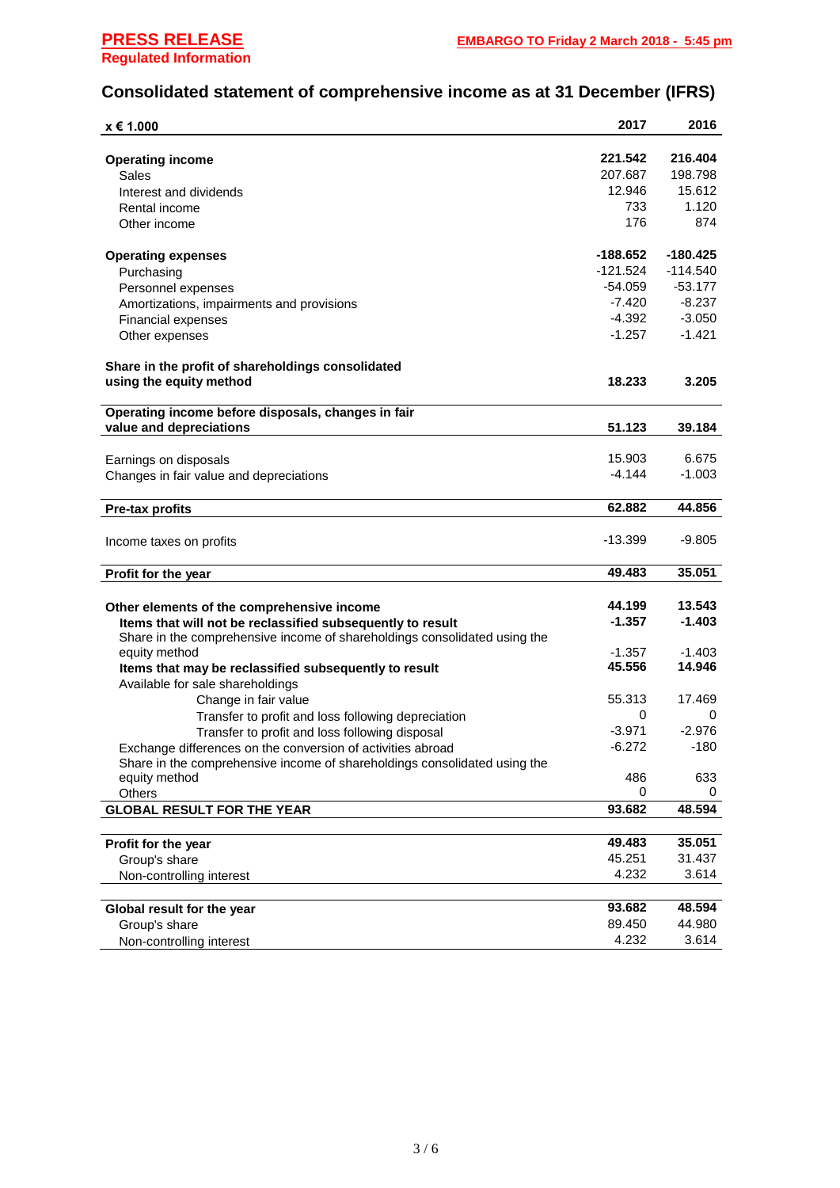**PRESS RELEASE**
**Regulated Information**

**EMBARGO TO Friday 2 March 2018 - 5:45 pm**

## Consolidated statement of comprehensive income as at 31 December (IFRS)

| x € 1.000 | 2017 | 2016 |
|---|---|---|
| **Operating income** | **221.542** | **216.404** |
| Sales | 207.687 | 198.798 |
| Interest and dividends | 12.946 | 15.612 |
| Rental income | 733 | 1.120 |
| Other income | 176 | 874 |
| **Operating expenses** | **-188.652** | **-180.425** |
| Purchasing | -121.524 | -114.540 |
| Personnel expenses | -54.059 | -53.177 |
| Amortizations, impairments and provisions | -7.420 | -8.237 |
| Financial expenses | -4.392 | -3.050 |
| Other expenses | -1.257 | -1.421 |
| **Share in the profit of shareholdings consolidated using the equity method** | **18.233** | **3.205** |
| **Operating income before disposals, changes in fair value and depreciations** | **51.123** | **39.184** |
| Earnings on disposals | 15.903 | 6.675 |
| Changes in fair value and depreciations | -4.144 | -1.003 |
| **Pre-tax profits** | **62.882** | **44.856** |
| Income taxes on profits | -13.399 | -9.805 |
| **Profit for the year** | **49.483** | **35.051** |
| **Other elements of the comprehensive income** | **44.199** | **13.543** |
| **Items that will not be reclassified subsequently to result** | **-1.357** | **-1.403** |
| Share in the comprehensive income of shareholdings consolidated using the equity method | -1.357 | -1.403 |
| **Items that may be reclassified subsequently to result** | **45.556** | **14.946** |
| Available for sale shareholdings | | |
| Change in fair value | 55.313 | 17.469 |
| Transfer to profit and loss following depreciation | 0 | 0 |
| Transfer to profit and loss following disposal | -3.971 | -2.976 |
| Exchange differences on the conversion of activities abroad | -6.272 | -180 |
| Share in the comprehensive income of shareholdings consolidated using the equity method | 486 | 633 |
| Others | 0 | 0 |
| **GLOBAL RESULT FOR THE YEAR** | **93.682** | **48.594** |
| **Profit for the year** | **49.483** | **35.051** |
| Group's share | 45.251 | 31.437 |
| Non-controlling interest | 4.232 | 3.614 |
| **Global result for the year** | **93.682** | **48.594** |
| Group's share | 89.450 | 44.980 |
| Non-controlling interest | 4.232 | 3.614 |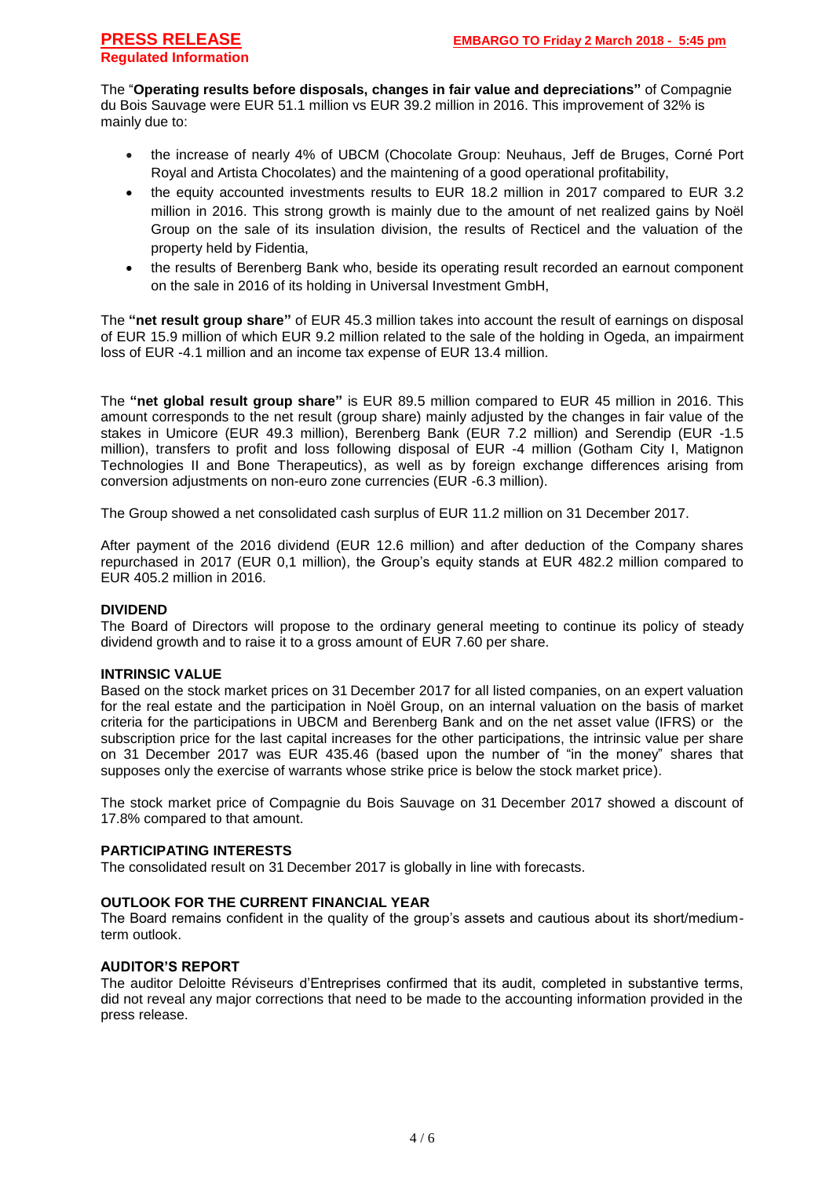The “**Operating results before disposals, changes in fair value and depreciations”** of Compagnie du Bois Sauvage were EUR 51.1 million vs EUR 39.2 million in 2016. This improvement of 32% is mainly due to:

- the increase of nearly 4% of UBCM (Chocolate Group: Neuhaus, Jeff de Bruges, Corné Port Royal and Artista Chocolates) and the maintening of a good operational profitability,
- the equity accounted investments results to EUR 18.2 million in 2017 compared to EUR 3.2 million in 2016. This strong growth is mainly due to the amount of net realized gains by Noël Group on the sale of its insulation division, the results of Recticel and the valuation of the property held by Fidentia,
- the results of Berenberg Bank who, beside its operating result recorded an earnout component on the sale in 2016 of its holding in Universal Investment GmbH,

The **“net result group share”** of EUR 45.3 million takes into account the result of earnings on disposal of EUR 15.9 million of which EUR 9.2 million related to the sale of the holding in Ogeda, an impairment loss of EUR -4.1 million and an income tax expense of EUR 13.4 million.

The **“net global result group share”** is EUR 89.5 million compared to EUR 45 million in 2016. This amount corresponds to the net result (group share) mainly adjusted by the changes in fair value of the stakes in Umicore (EUR 49.3 million), Berenberg Bank (EUR 7.2 million) and Serendip (EUR -1.5 million), transfers to profit and loss following disposal of EUR -4 million (Gotham City I, Matignon Technologies II and Bone Therapeutics), as well as by foreign exchange differences arising from conversion adjustments on non-euro zone currencies (EUR -6.3 million).

The Group showed a net consolidated cash surplus of EUR 11.2 million on 31 December 2017.

After payment of the 2016 dividend (EUR 12.6 million) and after deduction of the Company shares repurchased in 2017 (EUR 0,1 million), the Group’s equity stands at EUR 482.2 million compared to EUR 405.2 million in 2016.

## DIVIDEND

The Board of Directors will propose to the ordinary general meeting to continue its policy of steady dividend growth and to raise it to a gross amount of EUR 7.60 per share.

## INTRINSIC VALUE

Based on the stock market prices on 31 December 2017 for all listed companies, on an expert valuation for the real estate and the participation in Noël Group, on an internal valuation on the basis of market criteria for the participations in UBCM and Berenberg Bank and on the net asset value (IFRS) or the subscription price for the last capital increases for the other participations, the intrinsic value per share on 31 December 2017 was EUR 435.46 (based upon the number of “in the money” shares that supposes only the exercise of warrants whose strike price is below the stock market price).

The stock market price of Compagnie du Bois Sauvage on 31 December 2017 showed a discount of 17.8% compared to that amount.

## PARTICIPATING INTERESTS

The consolidated result on 31 December 2017 is globally in line with forecasts.

## OUTLOOK FOR THE CURRENT FINANCIAL YEAR

The Board remains confident in the quality of the group’s assets and cautious about its short/medium-term outlook.

## AUDITOR’S REPORT

The auditor Deloitte Réviseurs d’Entreprises confirmed that its audit, completed in substantive terms, did not reveal any major corrections that need to be made to the accounting information provided in the press release.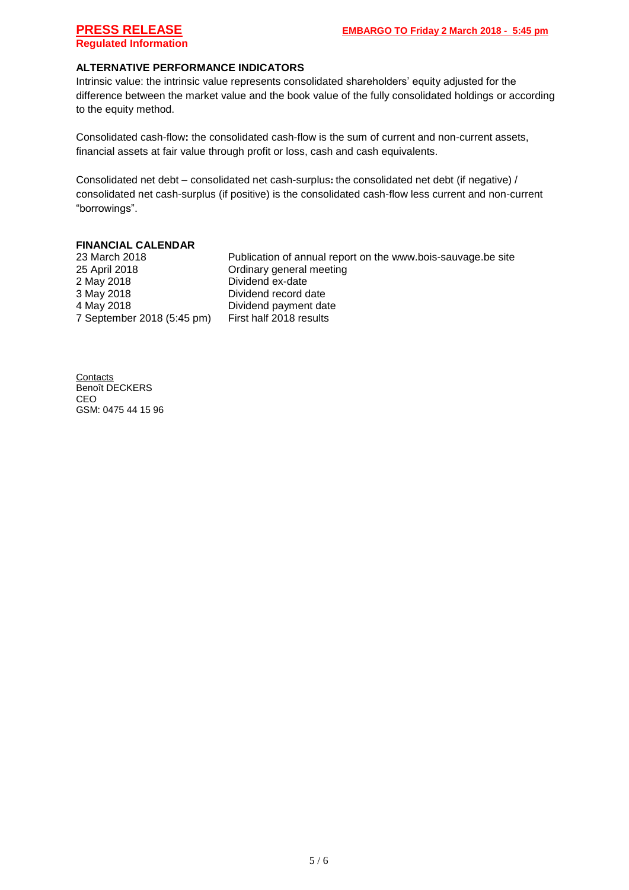## ALTERNATIVE PERFORMANCE INDICATORS

Intrinsic value: the intrinsic value represents consolidated shareholders' equity adjusted for the difference between the market value and the book value of the fully consolidated holdings or according to the equity method.

Consolidated cash-flow**:** the consolidated cash-flow is the sum of current and non-current assets, financial assets at fair value through profit or loss, cash and cash equivalents.

Consolidated net debt – consolidated net cash-surplus**:** the consolidated net debt (if negative) / consolidated net cash-surplus (if positive) is the consolidated cash-flow less current and non-current "borrowings".

## FINANCIAL CALENDAR

| | |
|---|---|
| 23 March 2018 | Publication of annual report on the www.bois-sauvage.be site |
| 25 April 2018 | Ordinary general meeting |
| 2 May 2018 | Dividend ex-date |
| 3 May 2018 | Dividend record date |
| 4 May 2018 | Dividend payment date |
| 7 September 2018 (5:45 pm) | First half 2018 results |

Contacts
Benoît DECKERS
CEO
GSM: 0475 44 15 96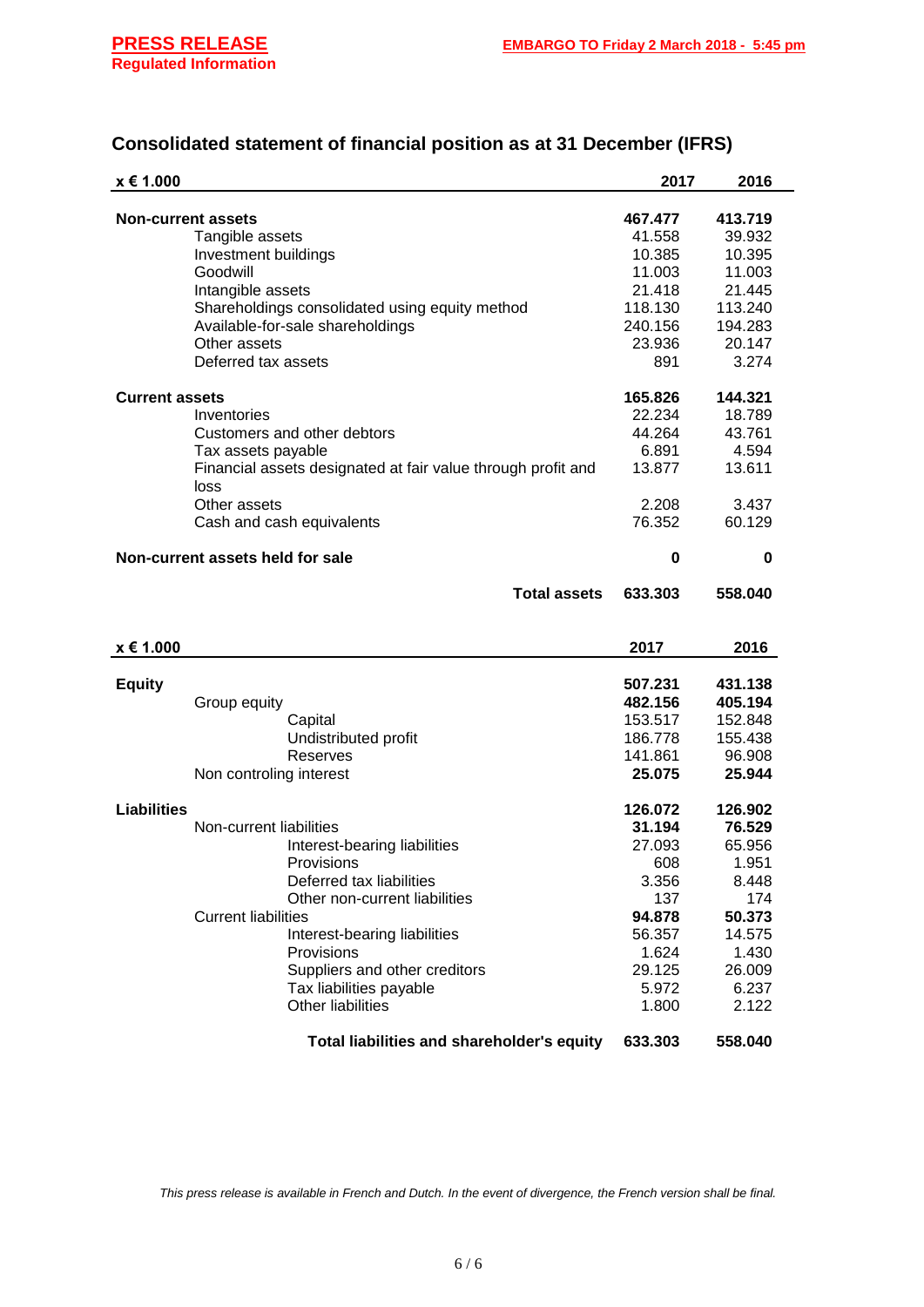**PRESS RELEASE**
**Regulated Information**

**EMBARGO TO Friday 2 March 2018 - 5:45 pm**

## Consolidated statement of financial position as at 31 December (IFRS)

| x € 1.000 | 2017 | 2016 |
|---|---|---|
| **Non-current assets** | **467.477** | **413.719** |
| Tangible assets | 41.558 | 39.932 |
| Investment buildings | 10.385 | 10.395 |
| Goodwill | 11.003 | 11.003 |
| Intangible assets | 21.418 | 21.445 |
| Shareholdings consolidated using equity method | 118.130 | 113.240 |
| Available-for-sale shareholdings | 240.156 | 194.283 |
| Other assets | 23.936 | 20.147 |
| Deferred tax assets | 891 | 3.274 |
| **Current assets** | **165.826** | **144.321** |
| Inventories | 22.234 | 18.789 |
| Customers and other debtors | 44.264 | 43.761 |
| Tax assets payable | 6.891 | 4.594 |
| Financial assets designated at fair value through profit and loss | 13.877 | 13.611 |
| Other assets | 2.208 | 3.437 |
| Cash and cash equivalents | 76.352 | 60.129 |
| **Non-current assets held for sale** | **0** | **0** |
| **Total assets** | **633.303** | **558.040** |

| x € 1.000 | 2017 | 2016 |
|---|---|---|
| **Equity** | **507.231** | **431.138** |
| Group equity | **482.156** | **405.194** |
| Capital | 153.517 | 152.848 |
| Undistributed profit | 186.778 | 155.438 |
| Reserves | 141.861 | 96.908 |
| Non controling interest | **25.075** | **25.944** |
| **Liabilities** | **126.072** | **126.902** |
| Non-current liabilities | **31.194** | **76.529** |
| Interest-bearing liabilities | 27.093 | 65.956 |
| Provisions | 608 | 1.951 |
| Deferred tax liabilities | 3.356 | 8.448 |
| Other non-current liabilities | 137 | 174 |
| Current liabilities | **94.878** | **50.373** |
| Interest-bearing liabilities | 56.357 | 14.575 |
| Provisions | 1.624 | 1.430 |
| Suppliers and other creditors | 29.125 | 26.009 |
| Tax liabilities payable | 5.972 | 6.237 |
| Other liabilities | 1.800 | 2.122 |
| **Total liabilities and shareholder's equity** | **633.303** | **558.040** |

*This press release is available in French and Dutch. In the event of divergence, the French version shall be final.*